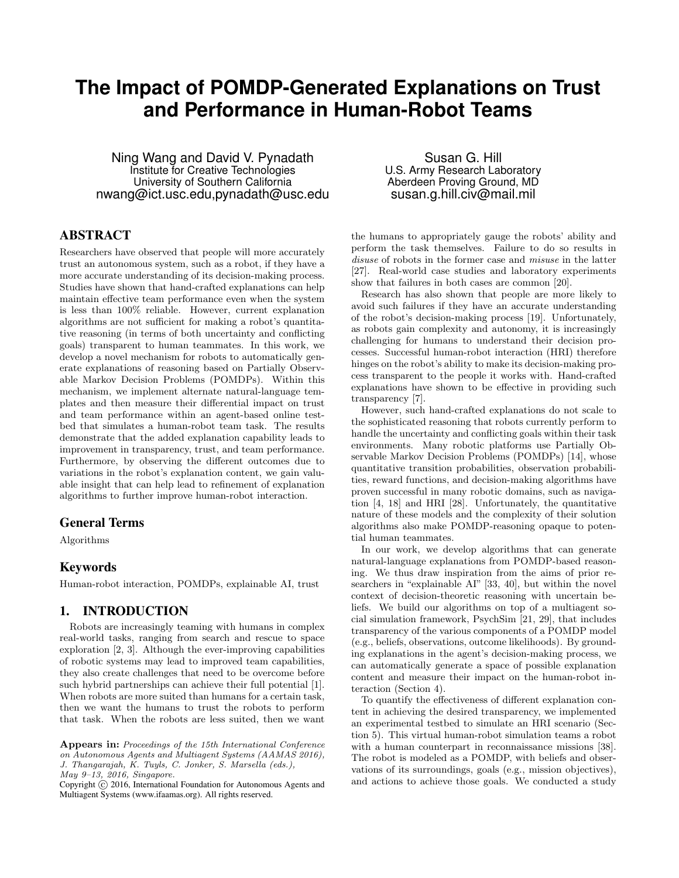# The Impact of POMDP-Generated Explanations on Trust and Performance in Human-Robot Teams

Ning Wang and David V. Pynadath
Institute for Creative Technologies
University of Southern California
nwang@ict.usc.edu,pynadath@usc.edu

Susan G. Hill
U.S. Army Research Laboratory
Aberdeen Proving Ground, MD
susan.g.hill.civ@mail.mil

## ABSTRACT

Researchers have observed that people will more accurately trust an autonomous system, such as a robot, if they have a more accurate understanding of its decision-making process. Studies have shown that hand-crafted explanations can help maintain effective team performance even when the system is less than 100% reliable. However, current explanation algorithms are not sufficient for making a robot's quantitative reasoning (in terms of both uncertainty and conflicting goals) transparent to human teammates. In this work, we develop a novel mechanism for robots to automatically generate explanations of reasoning based on Partially Observable Markov Decision Problems (POMDPs). Within this mechanism, we implement alternate natural-language templates and then measure their differential impact on trust and team performance within an agent-based online testbed that simulates a human-robot team task. The results demonstrate that the added explanation capability leads to improvement in transparency, trust, and team performance. Furthermore, by observing the different outcomes due to variations in the robot's explanation content, we gain valuable insight that can help lead to refinement of explanation algorithms to further improve human-robot interaction.

### General Terms

Algorithms

### Keywords

Human-robot interaction, POMDPs, explainable AI, trust

## 1. INTRODUCTION

Robots are increasingly teaming with humans in complex real-world tasks, ranging from search and rescue to space exploration [2, 3]. Although the ever-improving capabilities of robotic systems may lead to improved team capabilities, they also create challenges that need to be overcome before such hybrid partnerships can achieve their full potential [1]. When robots are more suited than humans for a certain task, then we want the humans to trust the robots to perform that task. When the robots are less suited, then we want the humans to appropriately gauge the robots' ability and perform the task themselves. Failure to do so results in *disuse* of robots in the former case and *misuse* in the latter [27]. Real-world case studies and laboratory experiments show that failures in both cases are common [20].

Research has also shown that people are more likely to avoid such failures if they have an accurate understanding of the robot's decision-making process [19]. Unfortunately, as robots gain complexity and autonomy, it is increasingly challenging for humans to understand their decision processes. Successful human-robot interaction (HRI) therefore hinges on the robot's ability to make its decision-making process transparent to the people it works with. Hand-crafted explanations have shown to be effective in providing such transparency [7].

However, such hand-crafted explanations do not scale to the sophisticated reasoning that robots currently perform to handle the uncertainty and conflicting goals within their task environments. Many robotic platforms use Partially Observable Markov Decision Problems (POMDPs) [14], whose quantitative transition probabilities, observation probabilities, reward functions, and decision-making algorithms have proven successful in many robotic domains, such as navigation [4, 18] and HRI [28]. Unfortunately, the quantitative nature of these models and the complexity of their solution algorithms also make POMDP-reasoning opaque to potential human teammates.

In our work, we develop algorithms that can generate natural-language explanations from POMDP-based reasoning. We thus draw inspiration from the aims of prior researchers in "explainable AI" [33, 40], but within the novel context of decision-theoretic reasoning with uncertain beliefs. We build our algorithms on top of a multiagent social simulation framework, PsychSim [21, 29], that includes transparency of the various components of a POMDP model (e.g., beliefs, observations, outcome likelihoods). By grounding explanations in the agent's decision-making process, we can automatically generate a space of possible explanation content and measure their impact on the human-robot interaction (Section 4).

To quantify the effectiveness of different explanation content in achieving the desired transparency, we implemented an experimental testbed to simulate an HRI scenario (Section 5). This virtual human-robot simulation teams a robot with a human counterpart in reconnaissance missions [38]. The robot is modeled as a POMDP, with beliefs and observations of its surroundings, goals (e.g., mission objectives), and actions to achieve those goals. We conducted a study

**Appears in:** *Proceedings of the 15th International Conference on Autonomous Agents and Multiagent Systems (AAMAS 2016), J. Thangarajah, K. Tuyls, C. Jonker, S. Marsella (eds.), May 9–13, 2016, Singapore.*
Copyright © 2016, International Foundation for Autonomous Agents and Multiagent Systems (www.ifaamas.org). All rights reserved.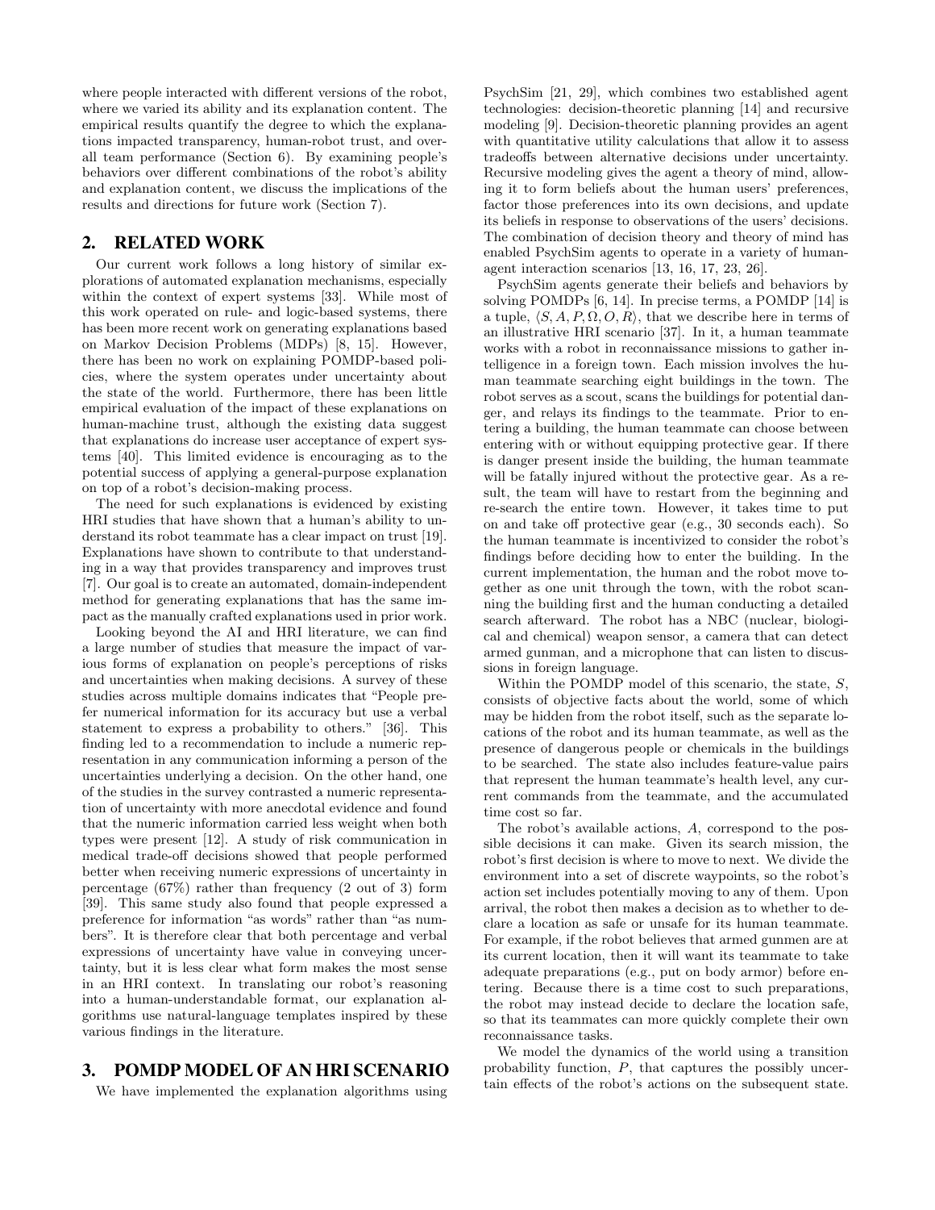where people interacted with different versions of the robot, where we varied its ability and its explanation content. The empirical results quantify the degree to which the explanations impacted transparency, human-robot trust, and overall team performance (Section 6). By examining people's behaviors over different combinations of the robot's ability and explanation content, we discuss the implications of the results and directions for future work (Section 7).

## 2. RELATED WORK

Our current work follows a long history of similar explorations of automated explanation mechanisms, especially within the context of expert systems [33]. While most of this work operated on rule- and logic-based systems, there has been more recent work on generating explanations based on Markov Decision Problems (MDPs) [8, 15]. However, there has been no work on explaining POMDP-based policies, where the system operates under uncertainty about the state of the world. Furthermore, there has been little empirical evaluation of the impact of these explanations on human-machine trust, although the existing data suggest that explanations do increase user acceptance of expert systems [40]. This limited evidence is encouraging as to the potential success of applying a general-purpose explanation on top of a robot's decision-making process.

The need for such explanations is evidenced by existing HRI studies that have shown that a human's ability to understand its robot teammate has a clear impact on trust [19]. Explanations have shown to contribute to that understanding in a way that provides transparency and improves trust [7]. Our goal is to create an automated, domain-independent method for generating explanations that has the same impact as the manually crafted explanations used in prior work.

Looking beyond the AI and HRI literature, we can find a large number of studies that measure the impact of various forms of explanation on people's perceptions of risks and uncertainties when making decisions. A survey of these studies across multiple domains indicates that "People prefer numerical information for its accuracy but use a verbal statement to express a probability to others." [36]. This finding led to a recommendation to include a numeric representation in any communication informing a person of the uncertainties underlying a decision. On the other hand, one of the studies in the survey contrasted a numeric representation of uncertainty with more anecdotal evidence and found that the numeric information carried less weight when both types were present [12]. A study of risk communication in medical trade-off decisions showed that people performed better when receiving numeric expressions of uncertainty in percentage (67%) rather than frequency (2 out of 3) form [39]. This same study also found that people expressed a preference for information "as words" rather than "as numbers". It is therefore clear that both percentage and verbal expressions of uncertainty have value in conveying uncertainty, but it is less clear what form makes the most sense in an HRI context. In translating our robot's reasoning into a human-understandable format, our explanation algorithms use natural-language templates inspired by these various findings in the literature.

## 3. POMDP MODEL OF AN HRI SCENARIO

We have implemented the explanation algorithms using PsychSim [21, 29], which combines two established agent technologies: decision-theoretic planning [14] and recursive modeling [9]. Decision-theoretic planning provides an agent with quantitative utility calculations that allow it to assess tradeoffs between alternative decisions under uncertainty. Recursive modeling gives the agent a theory of mind, allowing it to form beliefs about the human users' preferences, factor those preferences into its own decisions, and update its beliefs in response to observations of the users' decisions. The combination of decision theory and theory of mind has enabled PsychSim agents to operate in a variety of human-agent interaction scenarios [13, 16, 17, 23, 26].

PsychSim agents generate their beliefs and behaviors by solving POMDPs [6, 14]. In precise terms, a POMDP [14] is a tuple, $\langle S, A, P, \Omega, O, R \rangle$, that we describe here in terms of an illustrative HRI scenario [37]. In it, a human teammate works with a robot in reconnaissance missions to gather intelligence in a foreign town. Each mission involves the human teammate searching eight buildings in the town. The robot serves as a scout, scans the buildings for potential danger, and relays its findings to the teammate. Prior to entering a building, the human teammate can choose between entering with or without equipping protective gear. If there is danger present inside the building, the human teammate will be fatally injured without the protective gear. As a result, the team will have to restart from the beginning and re-search the entire town. However, it takes time to put on and take off protective gear (e.g., 30 seconds each). So the human teammate is incentivized to consider the robot's findings before deciding how to enter the building. In the current implementation, the human and the robot move together as one unit through the town, with the robot scanning the building first and the human conducting a detailed search afterward. The robot has a NBC (nuclear, biological and chemical) weapon sensor, a camera that can detect armed gunman, and a microphone that can listen to discussions in foreign language.

Within the POMDP model of this scenario, the state, $S$, consists of objective facts about the world, some of which may be hidden from the robot itself, such as the separate locations of the robot and its human teammate, as well as the presence of dangerous people or chemicals in the buildings to be searched. The state also includes feature-value pairs that represent the human teammate's health level, any current commands from the teammate, and the accumulated time cost so far.

The robot's available actions, $A$, correspond to the possible decisions it can make. Given its search mission, the robot's first decision is where to move to next. We divide the environment into a set of discrete waypoints, so the robot's action set includes potentially moving to any of them. Upon arrival, the robot then makes a decision as to whether to declare a location as safe or unsafe for its human teammate. For example, if the robot believes that armed gunmen are at its current location, then it will want its teammate to take adequate preparations (e.g., put on body armor) before entering. Because there is a time cost to such preparations, the robot may instead decide to declare the location safe, so that its teammates can more quickly complete their own reconnaissance tasks.

We model the dynamics of the world using a transition probability function, $P$, that captures the possibly uncertain effects of the robot's actions on the subsequent state.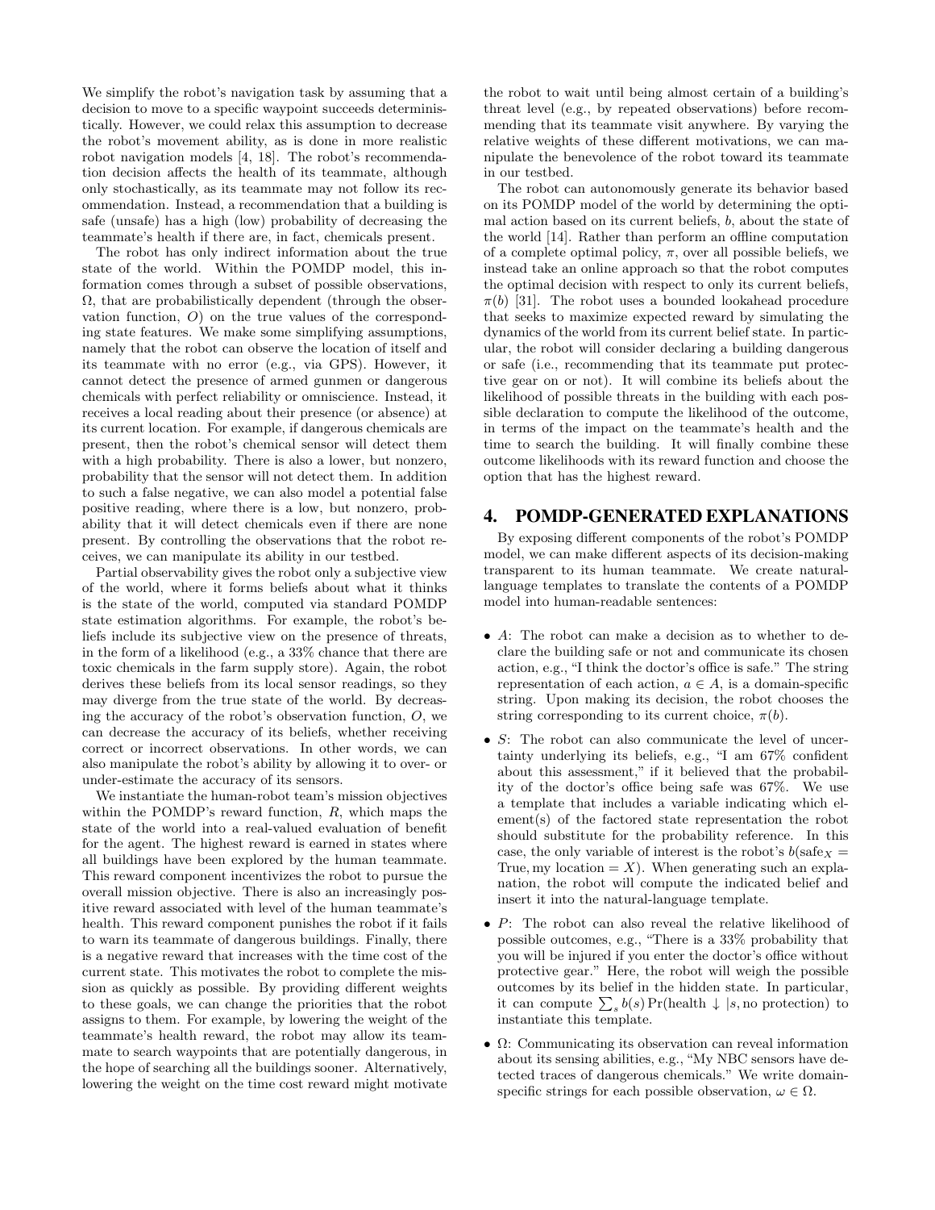We simplify the robot's navigation task by assuming that a decision to move to a specific waypoint succeeds deterministically. However, we could relax this assumption to decrease the robot's movement ability, as is done in more realistic robot navigation models [4, 18]. The robot's recommendation decision affects the health of its teammate, although only stochastically, as its teammate may not follow its recommendation. Instead, a recommendation that a building is safe (unsafe) has a high (low) probability of decreasing the teammate's health if there are, in fact, chemicals present.

The robot has only indirect information about the true state of the world. Within the POMDP model, this information comes through a subset of possible observations, $\Omega$, that are probabilistically dependent (through the observation function, $O$) on the true values of the corresponding state features. We make some simplifying assumptions, namely that the robot can observe the location of itself and its teammate with no error (e.g., via GPS). However, it cannot detect the presence of armed gunmen or dangerous chemicals with perfect reliability or omniscience. Instead, it receives a local reading about their presence (or absence) at its current location. For example, if dangerous chemicals are present, then the robot's chemical sensor will detect them with a high probability. There is also a lower, but nonzero, probability that the sensor will not detect them. In addition to such a false negative, we can also model a potential false positive reading, where there is a low, but nonzero, probability that it will detect chemicals even if there are none present. By controlling the observations that the robot receives, we can manipulate its ability in our testbed.

Partial observability gives the robot only a subjective view of the world, where it forms beliefs about what it thinks is the state of the world, computed via standard POMDP state estimation algorithms. For example, the robot's beliefs include its subjective view on the presence of threats, in the form of a likelihood (e.g., a 33% chance that there are toxic chemicals in the farm supply store). Again, the robot derives these beliefs from its local sensor readings, so they may diverge from the true state of the world. By decreasing the accuracy of the robot's observation function, $O$, we can decrease the accuracy of its beliefs, whether receiving correct or incorrect observations. In other words, we can also manipulate the robot's ability by allowing it to over- or under-estimate the accuracy of its sensors.

We instantiate the human-robot team's mission objectives within the POMDP's reward function, $R$, which maps the state of the world into a real-valued evaluation of benefit for the agent. The highest reward is earned in states where all buildings have been explored by the human teammate. This reward component incentivizes the robot to pursue the overall mission objective. There is also an increasingly positive reward associated with level of the human teammate's health. This reward component punishes the robot if it fails to warn its teammate of dangerous buildings. Finally, there is a negative reward that increases with the time cost of the current state. This motivates the robot to complete the mission as quickly as possible. By providing different weights to these goals, we can change the priorities that the robot assigns to them. For example, by lowering the weight of the teammate's health reward, the robot may allow its teammate to search waypoints that are potentially dangerous, in the hope of searching all the buildings sooner. Alternatively, lowering the weight on the time cost reward might motivate the robot to wait until being almost certain of a building's threat level (e.g., by repeated observations) before recommending that its teammate visit anywhere. By varying the relative weights of these different motivations, we can manipulate the benevolence of the robot toward its teammate in our testbed.

The robot can autonomously generate its behavior based on its POMDP model of the world by determining the optimal action based on its current beliefs, $b$, about the state of the world [14]. Rather than perform an offline computation of a complete optimal policy, $\pi$, over all possible beliefs, we instead take an online approach so that the robot computes the optimal decision with respect to only its current beliefs, $\pi(b)$ [31]. The robot uses a bounded lookahead procedure that seeks to maximize expected reward by simulating the dynamics of the world from its current belief state. In particular, the robot will consider declaring a building dangerous or safe (i.e., recommending that its teammate put protective gear on or not). It will combine its beliefs about the likelihood of possible threats in the building with each possible declaration to compute the likelihood of the outcome, in terms of the impact on the teammate's health and the time to search the building. It will finally combine these outcome likelihoods with its reward function and choose the option that has the highest reward.

## 4. POMDP-GENERATED EXPLANATIONS

By exposing different components of the robot's POMDP model, we can make different aspects of its decision-making transparent to its human teammate. We create natural-language templates to translate the contents of a POMDP model into human-readable sentences:

- $A$: The robot can make a decision as to whether to declare the building safe or not and communicate its chosen action, e.g., "I think the doctor's office is safe." The string representation of each action, $a \in A$, is a domain-specific string. Upon making its decision, the robot chooses the string corresponding to its current choice, $\pi(b)$.
- $S$: The robot can also communicate the level of uncertainty underlying its beliefs, e.g., "I am 67% confident about this assessment," if it believed that the probability of the doctor's office being safe was 67%. We use a template that includes a variable indicating which element(s) of the factored state representation the robot should substitute for the probability reference. In this case, the only variable of interest is the robot's $b(\text{safe}_X = \text{True}, \text{my location} = X)$. When generating such an explanation, the robot will compute the indicated belief and insert it into the natural-language template.
- $P$: The robot can also reveal the relative likelihood of possible outcomes, e.g., "There is a 33% probability that you will be injured if you enter the doctor's office without protective gear." Here, the robot will weigh the possible outcomes by its belief in the hidden state. In particular, it can compute $\sum_s b(s) \Pr(\text{health} \downarrow |s, \text{no protection})$ to instantiate this template.
- $\Omega$: Communicating its observation can reveal information about its sensing abilities, e.g., "My NBC sensors have detected traces of dangerous chemicals." We write domain-specific strings for each possible observation, $\omega \in \Omega$.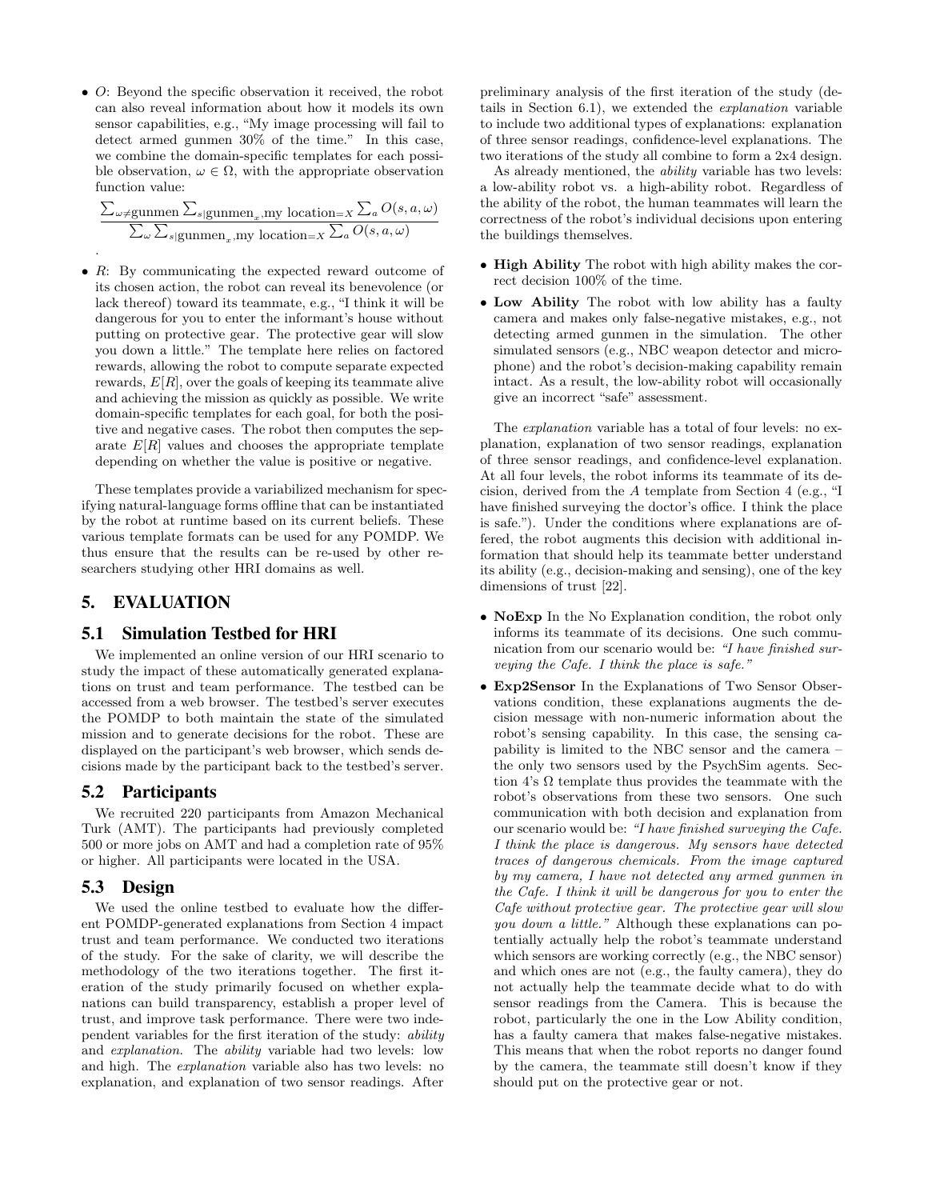- $O$: Beyond the specific observation it received, the robot can also reveal information about how it models its own sensor capabilities, e.g., "My image processing will fail to detect armed gunmen 30% of the time." In this case, we combine the domain-specific templates for each possible observation, $\omega \in \Omega$, with the appropriate observation function value:

$$\frac{\sum_{\omega \neq \text{gunmen}} \sum_{s|\text{gunmen}_x,\text{my location}=X} \sum_a O(s,a,\omega)}{\sum_{\omega} \sum_{s|\text{gunmen}_x,\text{my location}=X} \sum_a O(s,a,\omega)}$$

.

- $R$: By communicating the expected reward outcome of its chosen action, the robot can reveal its benevolence (or lack thereof) toward its teammate, e.g., "I think it will be dangerous for you to enter the informant's house without putting on protective gear. The protective gear will slow you down a little." The template here relies on factored rewards, allowing the robot to compute separate expected rewards, $E[R]$, over the goals of keeping its teammate alive and achieving the mission as quickly as possible. We write domain-specific templates for each goal, for both the positive and negative cases. The robot then computes the separate $E[R]$ values and chooses the appropriate template depending on whether the value is positive or negative.

These templates provide a variabilized mechanism for specifying natural-language forms offline that can be instantiated by the robot at runtime based on its current beliefs. These various template formats can be used for any POMDP. We thus ensure that the results can be re-used by other researchers studying other HRI domains as well.

# 5. EVALUATION

## 5.1 Simulation Testbed for HRI

We implemented an online version of our HRI scenario to study the impact of these automatically generated explanations on trust and team performance. The testbed can be accessed from a web browser. The testbed's server executes the POMDP to both maintain the state of the simulated mission and to generate decisions for the robot. These are displayed on the participant's web browser, which sends decisions made by the participant back to the testbed's server.

## 5.2 Participants

We recruited 220 participants from Amazon Mechanical Turk (AMT). The participants had previously completed 500 or more jobs on AMT and had a completion rate of 95% or higher. All participants were located in the USA.

## 5.3 Design

We used the online testbed to evaluate how the different POMDP-generated explanations from Section 4 impact trust and team performance. We conducted two iterations of the study. For the sake of clarity, we will describe the methodology of the two iterations together. The first iteration of the study primarily focused on whether explanations can build transparency, establish a proper level of trust, and improve task performance. There were two independent variables for the first iteration of the study: *ability* and *explanation*. The *ability* variable had two levels: low and high. The *explanation* variable also has two levels: no explanation, and explanation of two sensor readings. After preliminary analysis of the first iteration of the study (details in Section 6.1), we extended the *explanation* variable to include two additional types of explanations: explanation of three sensor readings, confidence-level explanations. The two iterations of the study all combine to form a 2x4 design.

As already mentioned, the *ability* variable has two levels: a low-ability robot vs. a high-ability robot. Regardless of the ability of the robot, the human teammates will learn the correctness of the robot's individual decisions upon entering the buildings themselves.

- **High Ability** The robot with high ability makes the correct decision 100% of the time.
- **Low Ability** The robot with low ability has a faulty camera and makes only false-negative mistakes, e.g., not detecting armed gunmen in the simulation. The other simulated sensors (e.g., NBC weapon detector and microphone) and the robot's decision-making capability remain intact. As a result, the low-ability robot will occasionally give an incorrect "safe" assessment.

The *explanation* variable has a total of four levels: no explanation, explanation of two sensor readings, explanation of three sensor readings, and confidence-level explanation. At all four levels, the robot informs its teammate of its decision, derived from the $A$ template from Section 4 (e.g., "I have finished surveying the doctor's office. I think the place is safe."). Under the conditions where explanations are offered, the robot augments this decision with additional information that should help its teammate better understand its ability (e.g., decision-making and sensing), one of the key dimensions of trust [22].

- **NoExp** In the No Explanation condition, the robot only informs its teammate of its decisions. One such communication from our scenario would be: *"I have finished surveying the Cafe. I think the place is safe."*
- **Exp2Sensor** In the Explanations of Two Sensor Observations condition, these explanations augments the decision message with non-numeric information about the robot's sensing capability. In this case, the sensing capability is limited to the NBC sensor and the camera – the only two sensors used by the PsychSim agents. Section 4's $\Omega$ template thus provides the teammate with the robot's observations from these two sensors. One such communication with both decision and explanation from our scenario would be: *"I have finished surveying the Cafe. I think the place is dangerous. My sensors have detected traces of dangerous chemicals. From the image captured by my camera, I have not detected any armed gunmen in the Cafe. I think it will be dangerous for you to enter the Cafe without protective gear. The protective gear will slow you down a little."* Although these explanations can potentially actually help the robot's teammate understand which sensors are working correctly (e.g., the NBC sensor) and which ones are not (e.g., the faulty camera), they do not actually help the teammate decide what to do with sensor readings from the Camera. This is because the robot, particularly the one in the Low Ability condition, has a faulty camera that makes false-negative mistakes. This means that when the robot reports no danger found by the camera, the teammate still doesn't know if they should put on the protective gear or not.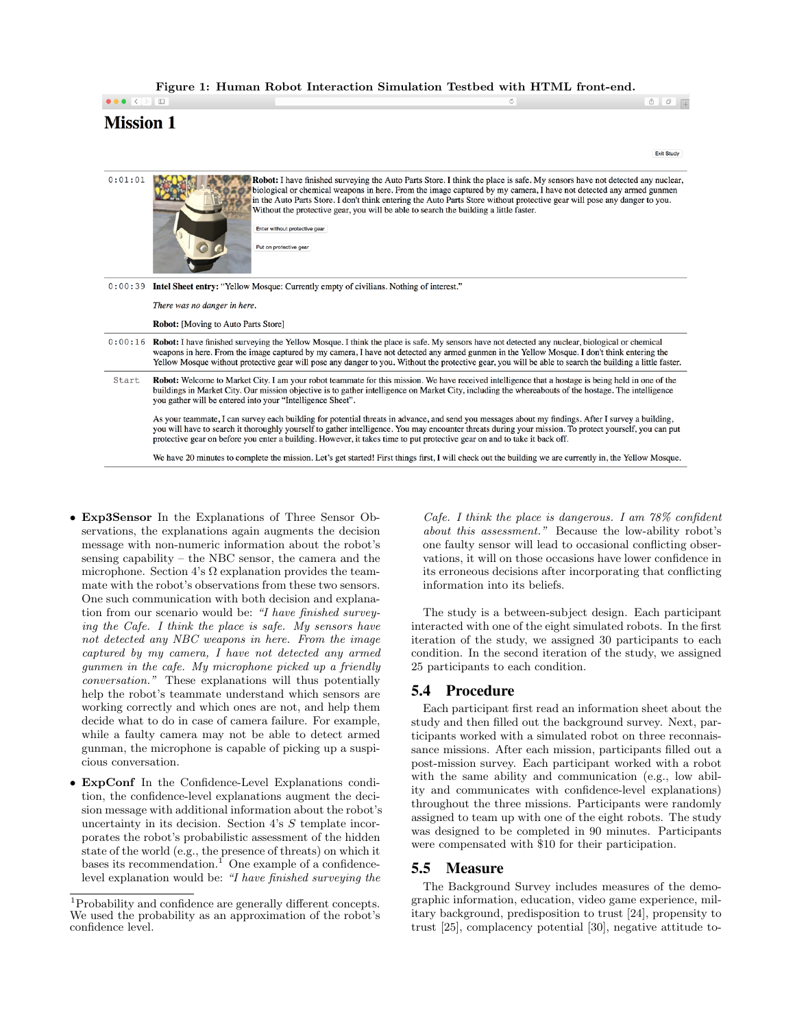**Figure 1: Human Robot Interaction Simulation Testbed with HTML front-end.**

# Mission 1

Exit Study

0:01:01 **Robot:** I have finished surveying the Auto Parts Store. I think the place is safe. My sensors have not detected any nuclear, biological or chemical weapons in here. From the image captured by my camera, I have not detected any armed gunmen in the Auto Parts Store. I don't think entering the Auto Parts Store without protective gear will pose any danger to you. Without the protective gear, you will be able to search the building a little faster.

Enter without protective gear

Put on protective gear

0:00:39 **Intel Sheet entry:** "Yellow Mosque: Currently empty of civilians. Nothing of interest."

*There was no danger in here.*

**Robot:** [Moving to Auto Parts Store]

0:00:16 **Robot:** I have finished surveying the Yellow Mosque. I think the place is safe. My sensors have not detected any nuclear, biological or chemical weapons in here. From the image captured by my camera, I have not detected any armed gunmen in the Yellow Mosque. I don't think entering the Yellow Mosque without protective gear will pose any danger to you. Without the protective gear, you will be able to search the building a little faster.

Start **Robot:** Welcome to Market City. I am your robot teammate for this mission. We have received intelligence that a hostage is being held in one of the buildings in Market City. Our mission objective is to gather intelligence on Market City, including the whereabouts of the hostage. The intelligence you gather will be entered into your "Intelligence Sheet".

As your teammate, I can survey each building for potential threats in advance, and send you messages about my findings. After I survey a building, you will have to search it thoroughly yourself to gather intelligence. You may encounter threats during your mission. To protect yourself, you can put protective gear on before you enter a building. However, it takes time to put protective gear on and to take it back off.

We have 20 minutes to complete the mission. Let's get started! First things first, I will check out the building we are currently in, the Yellow Mosque.

- **Exp3Sensor** In the Explanations of Three Sensor Observations, the explanations again augments the decision message with non-numeric information about the robot's sensing capability – the NBC sensor, the camera and the microphone. Section 4's $\Omega$ explanation provides the teammate with the robot's observations from these two sensors. One such communication with both decision and explanation from our scenario would be: *"I have finished surveying the Cafe. I think the place is safe. My sensors have not detected any NBC weapons in here. From the image captured by my camera, I have not detected any armed gunmen in the cafe. My microphone picked up a friendly conversation."* These explanations will thus potentially help the robot's teammate understand which sensors are working correctly and which ones are not, and help them decide what to do in case of camera failure. For example, while a faulty camera may not be able to detect armed gunman, the microphone is capable of picking up a suspicious conversation.
- **ExpConf** In the Confidence-Level Explanations condition, the confidence-level explanations augment the decision message with additional information about the robot's uncertainty in its decision. Section 4's $S$ template incorporates the robot's probabilistic assessment of the hidden state of the world (e.g., the presence of threats) on which it bases its recommendation.[1] One example of a confidence-level explanation would be: *"I have finished surveying the Cafe. I think the place is dangerous. I am 78% confident about this assessment."* Because the low-ability robot's one faulty sensor will lead to occasional conflicting observations, it will on those occasions have lower confidence in its erroneous decisions after incorporating that conflicting information into its beliefs.

The study is a between-subject design. Each participant interacted with one of the eight simulated robots. In the first iteration of the study, we assigned 30 participants to each condition. In the second iteration of the study, we assigned 25 participants to each condition.

## 5.4 Procedure

Each participant first read an information sheet about the study and then filled out the background survey. Next, participants worked with a simulated robot on three reconnaissance missions. After each mission, participants filled out a post-mission survey. Each participant worked with a robot with the same ability and communication (e.g., low ability and communicates with confidence-level explanations) throughout the three missions. Participants were randomly assigned to team up with one of the eight robots. The study was designed to be completed in 90 minutes. Participants were compensated with $10 for their participation.

## 5.5 Measure

The Background Survey includes measures of the demographic information, education, video game experience, military background, predisposition to trust [24], propensity to trust [25], complacency potential [30], negative attitude to-

[1]Probability and confidence are generally different concepts. We used the probability as an approximation of the robot's confidence level.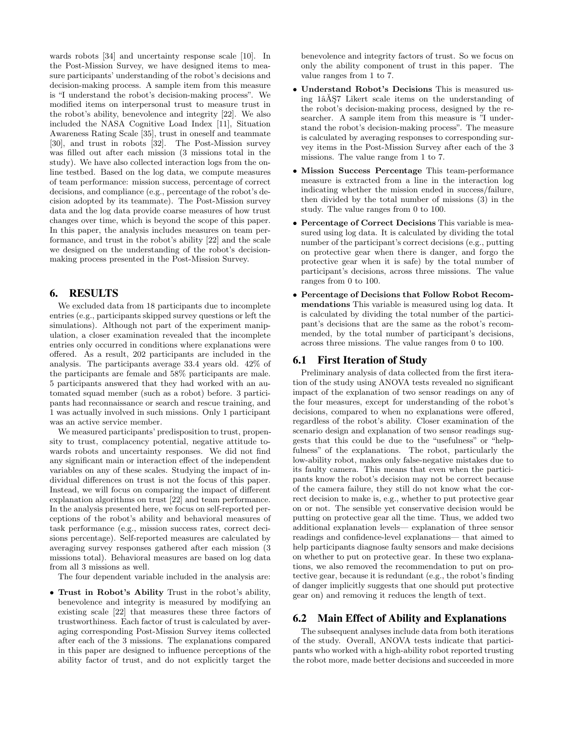wards robots [34] and uncertainty response scale [10]. In the Post-Mission Survey, we have designed items to measure participants' understanding of the robot's decisions and decision-making process. A sample item from this measure is "I understand the robot's decision-making process". We modified items on interpersonal trust to measure trust in the robot's ability, benevolence and integrity [22]. We also included the NASA Cognitive Load Index [11], Situation Awareness Rating Scale [35], trust in oneself and teammate [30], and trust in robots [32]. The Post-Mission survey was filled out after each mission (3 missions total in the study). We have also collected interaction logs from the online testbed. Based on the log data, we compute measures of team performance: mission success, percentage of correct decisions, and compliance (e.g., percentage of the robot's decision adopted by its teammate). The Post-Mission survey data and the log data provide coarse measures of how trust changes over time, which is beyond the scope of this paper. In this paper, the analysis includes measures on team performance, and trust in the robot's ability [22] and the scale we designed on the understanding of the robot's decision-making process presented in the Post-Mission Survey.

## 6. RESULTS

We excluded data from 18 participants due to incomplete entries (e.g., participants skipped survey questions or left the simulations). Although not part of the experiment manipulation, a closer examination revealed that the incomplete entries only occurred in conditions where explanations were offered. As a result, 202 participants are included in the analysis. The participants average 33.4 years old. 42% of the participants are female and 58% participants are male. 5 participants answered that they had worked with an automated squad member (such as a robot) before. 3 participants had reconnaissance or search and rescue training, and 1 was actually involved in such missions. Only 1 participant was an active service member.

We measured participants' predisposition to trust, propensity to trust, complacency potential, negative attitude towards robots and uncertainty responses. We did not find any significant main or interaction effect of the independent variables on any of these scales. Studying the impact of individual differences on trust is not the focus of this paper. Instead, we will focus on comparing the impact of different explanation algorithms on trust [22] and team performance. In the analysis presented here, we focus on self-reported perceptions of the robot's ability and behavioral measures of task performance (e.g., mission success rates, correct decisions percentage). Self-reported measures are calculated by averaging survey responses gathered after each mission (3 missions total). Behavioral measures are based on log data from all 3 missions as well.

The four dependent variable included in the analysis are:

- **Trust in Robot's Ability** Trust in the robot's ability, benevolence and integrity is measured by modifying an existing scale [22] that measures these three factors of trustworthiness. Each factor of trust is calculated by averaging corresponding Post-Mission Survey items collected after each of the 3 missions. The explanations compared in this paper are designed to influence perceptions of the ability factor of trust, and do not explicitly target the benevolence and integrity factors of trust. So we focus on only the ability component of trust in this paper. The value ranges from 1 to 7.
- **Understand Robot's Decisions** This is measured using 1âĂŞ7 Likert scale items on the understanding of the robot's decision-making process, designed by the researcher. A sample item from this measure is "I understand the robot's decision-making process". The measure is calculated by averaging responses to corresponding survey items in the Post-Mission Survey after each of the 3 missions. The value range from 1 to 7.
- **Mission Success Percentage** This team-performance measure is extracted from a line in the interaction log indicating whether the mission ended in success/failure, then divided by the total number of missions (3) in the study. The value ranges from 0 to 100.
- **Percentage of Correct Decisions** This variable is measured using log data. It is calculated by dividing the total number of the participant's correct decisions (e.g., putting on protective gear when there is danger, and forgo the protective gear when it is safe) by the total number of participant's decisions, across three missions. The value ranges from 0 to 100.
- **Percentage of Decisions that Follow Robot Recommendations** This variable is measured using log data. It is calculated by dividing the total number of the participant's decisions that are the same as the robot's recommended, by the total number of participant's decisions, across three missions. The value ranges from 0 to 100.

### 6.1 First Iteration of Study

Preliminary analysis of data collected from the first iteration of the study using ANOVA tests revealed no significant impact of the explanation of two sensor readings on any of the four measures, except for understanding of the robot's decisions, compared to when no explanations were offered, regardless of the robot's ability. Closer examination of the scenario design and explanation of two sensor readings suggests that this could be due to the "usefulness" or "helpfulness" of the explanations. The robot, particularly the low-ability robot, makes only false-negative mistakes due to its faulty camera. This means that even when the participants know the robot's decision may not be correct because of the camera failure, they still do not know what the correct decision to make is, e.g., whether to put protective gear on or not. The sensible yet conservative decision would be putting on protective gear all the time. Thus, we added two additional explanation levels— explanation of three sensor readings and confidence-level explanations— that aimed to help participants diagnose faulty sensors and make decisions on whether to put on protective gear. In these two explanations, we also removed the recommendation to put on protective gear, because it is redundant (e.g., the robot's finding of danger implicitly suggests that one should put protective gear on) and removing it reduces the length of text.

### 6.2 Main Effect of Ability and Explanations

The subsequent analyses include data from both iterations of the study. Overall, ANOVA tests indicate that participants who worked with a high-ability robot reported trusting the robot more, made better decisions and succeeded in more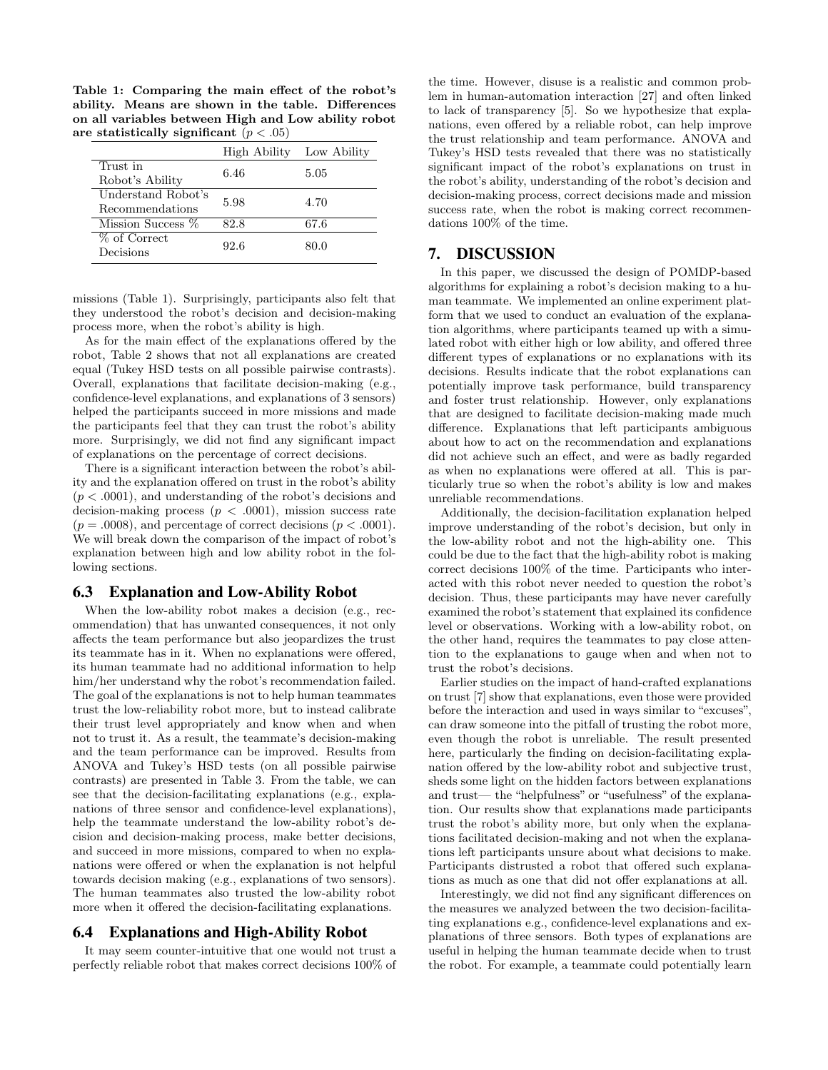**Table 1: Comparing the main effect of the robot's ability. Means are shown in the table. Differences on all variables between High and Low ability robot are statistically significant ($p < .05$)**

| | High Ability | Low Ability |
|---|---|---|
| Trust in Robot's Ability | 6.46 | 5.05 |
| Understand Robot's Recommendations | 5.98 | 4.70 |
| Mission Success % | 82.8 | 67.6 |
| % of Correct Decisions | 92.6 | 80.0 |

missions (Table 1). Surprisingly, participants also felt that they understood the robot's decision and decision-making process more, when the robot's ability is high.

As for the main effect of the explanations offered by the robot, Table 2 shows that not all explanations are created equal (Tukey HSD tests on all possible pairwise contrasts). Overall, explanations that facilitate decision-making (e.g., confidence-level explanations, and explanations of 3 sensors) helped the participants succeed in more missions and made the participants feel that they can trust the robot's ability more. Surprisingly, we did not find any significant impact of explanations on the percentage of correct decisions.

There is a significant interaction between the robot's ability and the explanation offered on trust in the robot's ability ($p < .0001$), and understanding of the robot's decisions and decision-making process ($p < .0001$), mission success rate ($p = .0008$), and percentage of correct decisions ($p < .0001$). We will break down the comparison of the impact of robot's explanation between high and low ability robot in the following sections.

## 6.3 Explanation and Low-Ability Robot

When the low-ability robot makes a decision (e.g., recommendation) that has unwanted consequences, it not only affects the team performance but also jeopardizes the trust its teammate has in it. When no explanations were offered, its human teammate had no additional information to help him/her understand why the robot's recommendation failed. The goal of the explanations is not to help human teammates trust the low-reliability robot more, but to instead calibrate their trust level appropriately and know when and when not to trust it. As a result, the teammate's decision-making and the team performance can be improved. Results from ANOVA and Tukey's HSD tests (on all possible pairwise contrasts) are presented in Table 3. From the table, we can see that the decision-facilitating explanations (e.g., explanations of three sensor and confidence-level explanations), help the teammate understand the low-ability robot's decision and decision-making process, make better decisions, and succeed in more missions, compared to when no explanations were offered or when the explanation is not helpful towards decision making (e.g., explanations of two sensors). The human teammates also trusted the low-ability robot more when it offered the decision-facilitating explanations.

## 6.4 Explanations and High-Ability Robot

It may seem counter-intuitive that one would not trust a perfectly reliable robot that makes correct decisions 100% of the time. However, disuse is a realistic and common problem in human-automation interaction [27] and often linked to lack of transparency [5]. So we hypothesize that explanations, even offered by a reliable robot, can help improve the trust relationship and team performance. ANOVA and Tukey's HSD tests revealed that there was no statistically significant impact of the robot's explanations on trust in the robot's ability, understanding of the robot's decision and decision-making process, correct decisions made and mission success rate, when the robot is making correct recommendations 100% of the time.

# 7. DISCUSSION

In this paper, we discussed the design of POMDP-based algorithms for explaining a robot's decision making to a human teammate. We implemented an online experiment platform that we used to conduct an evaluation of the explanation algorithms, where participants teamed up with a simulated robot with either high or low ability, and offered three different types of explanations or no explanations with its decisions. Results indicate that the robot explanations can potentially improve task performance, build transparency and foster trust relationship. However, only explanations that are designed to facilitate decision-making made much difference. Explanations that left participants ambiguous about how to act on the recommendation and explanations did not achieve such an effect, and were as badly regarded as when no explanations were offered at all. This is particularly true so when the robot's ability is low and makes unreliable recommendations.

Additionally, the decision-facilitation explanation helped improve understanding of the robot's decision, but only in the low-ability robot and not the high-ability one. This could be due to the fact that the high-ability robot is making correct decisions 100% of the time. Participants who interacted with this robot never needed to question the robot's decision. Thus, these participants may have never carefully examined the robot's statement that explained its confidence level or observations. Working with a low-ability robot, on the other hand, requires the teammates to pay close attention to the explanations to gauge when and when not to trust the robot's decisions.

Earlier studies on the impact of hand-crafted explanations on trust [7] show that explanations, even those were provided before the interaction and used in ways similar to "excuses", can draw someone into the pitfall of trusting the robot more, even though the robot is unreliable. The result presented here, particularly the finding on decision-facilitating explanation offered by the low-ability robot and subjective trust, sheds some light on the hidden factors between explanations and trust— the "helpfulness" or "usefulness" of the explanation. Our results show that explanations made participants trust the robot's ability more, but only when the explanations facilitated decision-making and not when the explanations left participants unsure about what decisions to make. Participants distrusted a robot that offered such explanations as much as one that did not offer explanations at all.

Interestingly, we did not find any significant differences on the measures we analyzed between the two decision-facilitating explanations e.g., confidence-level explanations and explanations of three sensors. Both types of explanations are useful in helping the human teammate decide when to trust the robot. For example, a teammate could potentially learn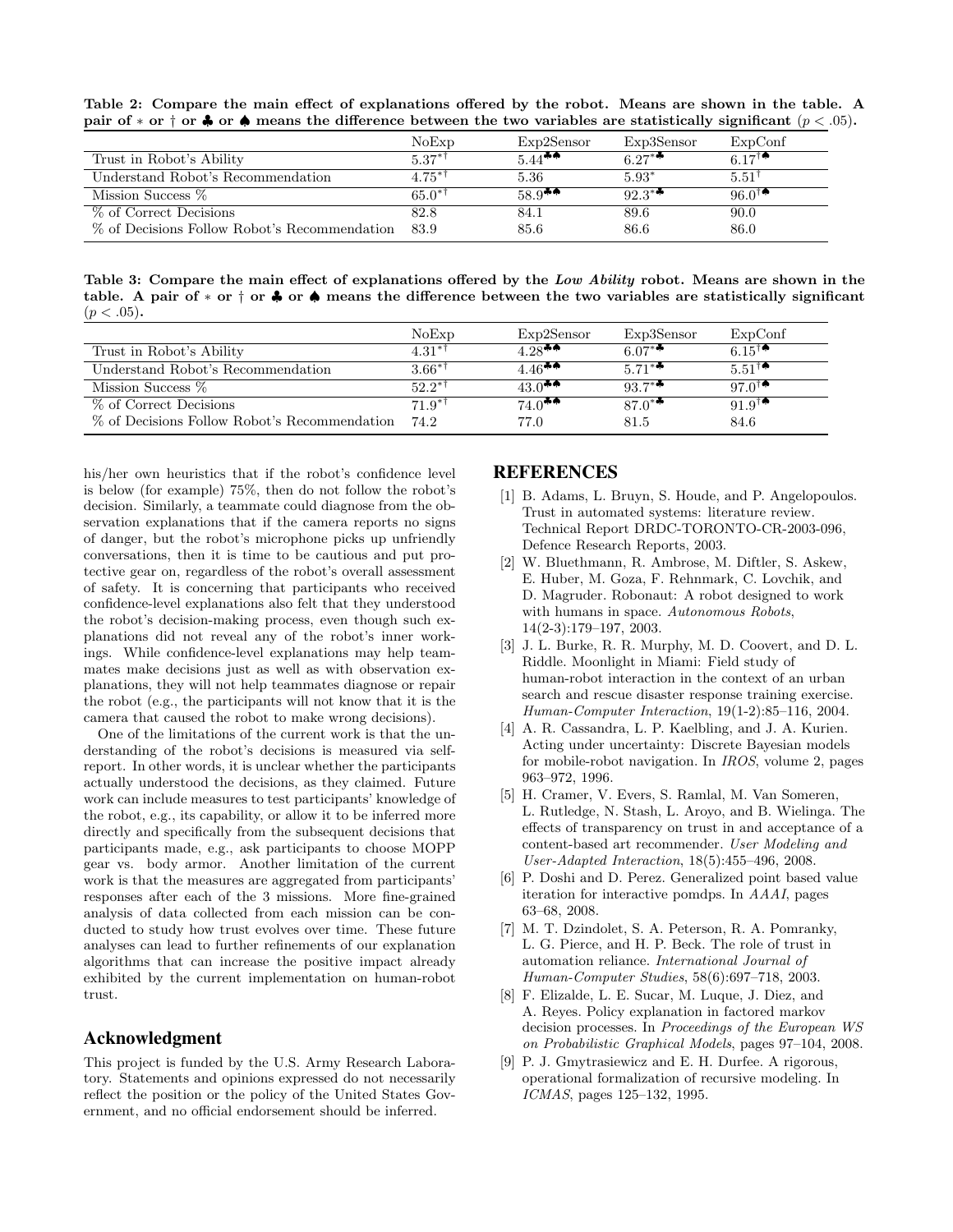**Table 2: Compare the main effect of explanations offered by the robot. Means are shown in the table. A pair of $*$ or $\dagger$ or ♣ or ♠ means the difference between the two variables are statistically significant ($p < .05$).**

| | NoExp | Exp2Sensor | Exp3Sensor | ExpConf |
|---|---|---|---|---|
| Trust in Robot's Ability | $5.37^{*\dagger}$ | $5.44^{♣♠}$ | $6.27^{*♣}$ | $6.17^{\dagger♠}$ |
| Understand Robot's Recommendation | $4.75^{*\dagger}$ | 5.36 | $5.93^{*}$ | $5.51^{\dagger}$ |
| Mission Success % | $65.0^{*\dagger}$ | $58.9^{♣♠}$ | $92.3^{*♣}$ | $96.0^{\dagger♠}$ |
| % of Correct Decisions | 82.8 | 84.1 | 89.6 | 90.0 |
| % of Decisions Follow Robot's Recommendation | 83.9 | 85.6 | 86.6 | 86.0 |

**Table 3: Compare the main effect of explanations offered by the *Low Ability* robot. Means are shown in the table. A pair of $*$ or $\dagger$ or ♣ or ♠ means the difference between the two variables are statistically significant ($p < .05$).**

| | NoExp | Exp2Sensor | Exp3Sensor | ExpConf |
|---|---|---|---|---|
| Trust in Robot's Ability | $4.31^{*\dagger}$ | $4.28^{♣♠}$ | $6.07^{*♣}$ | $6.15^{\dagger♠}$ |
| Understand Robot's Recommendation | $3.66^{*\dagger}$ | $4.46^{♣♠}$ | $5.71^{*♣}$ | $5.51^{\dagger♠}$ |
| Mission Success % | $52.2^{*\dagger}$ | $43.0^{♣♠}$ | $93.7^{*♣}$ | $97.0^{\dagger♠}$ |
| % of Correct Decisions | $71.9^{*\dagger}$ | $74.0^{♣♠}$ | $87.0^{*♣}$ | $91.9^{\dagger♠}$ |
| % of Decisions Follow Robot's Recommendation | 74.2 | 77.0 | 81.5 | 84.6 |

his/her own heuristics that if the robot's confidence level is below (for example) 75%, then do not follow the robot's decision. Similarly, a teammate could diagnose from the observation explanations that if the camera reports no signs of danger, but the robot's microphone picks up unfriendly conversations, then it is time to be cautious and put protective gear on, regardless of the robot's overall assessment of safety. It is concerning that participants who received confidence-level explanations also felt that they understood the robot's decision-making process, even though such explanations did not reveal any of the robot's inner workings. While confidence-level explanations may help teammates make decisions just as well as with observation explanations, they will not help teammates diagnose or repair the robot (e.g., the participants will not know that it is the camera that caused the robot to make wrong decisions).

One of the limitations of the current work is that the understanding of the robot's decisions is measured via self-report. In other words, it is unclear whether the participants actually understood the decisions, as they claimed. Future work can include measures to test participants' knowledge of the robot, e.g., its capability, or allow it to be inferred more directly and specifically from the subsequent decisions that participants made, e.g., ask participants to choose MOPP gear vs. body armor. Another limitation of the current work is that the measures are aggregated from participants' responses after each of the 3 missions. More fine-grained analysis of data collected from each mission can be conducted to study how trust evolves over time. These future analyses can lead to further refinements of our explanation algorithms that can increase the positive impact already exhibited by the current implementation on human-robot trust.

## Acknowledgment

This project is funded by the U.S. Army Research Laboratory. Statements and opinions expressed do not necessarily reflect the position or the policy of the United States Government, and no official endorsement should be inferred.

## REFERENCES

[1] B. Adams, L. Bruyn, S. Houde, and P. Angelopoulos. Trust in automated systems: literature review. Technical Report DRDC-TORONTO-CR-2003-096, Defence Research Reports, 2003.

[2] W. Bluethmann, R. Ambrose, M. Diftler, S. Askew, E. Huber, M. Goza, F. Rehnmark, C. Lovchik, and D. Magruder. Robonaut: A robot designed to work with humans in space. *Autonomous Robots*, 14(2-3):179–197, 2003.

[3] J. L. Burke, R. R. Murphy, M. D. Coovert, and D. L. Riddle. Moonlight in Miami: Field study of human-robot interaction in the context of an urban search and rescue disaster response training exercise. *Human-Computer Interaction*, 19(1-2):85–116, 2004.

[4] A. R. Cassandra, L. P. Kaelbling, and J. A. Kurien. Acting under uncertainty: Discrete Bayesian models for mobile-robot navigation. In *IROS*, volume 2, pages 963–972, 1996.

[5] H. Cramer, V. Evers, S. Ramlal, M. Van Someren, L. Rutledge, N. Stash, L. Aroyo, and B. Wielinga. The effects of transparency on trust in and acceptance of a content-based art recommender. *User Modeling and User-Adapted Interaction*, 18(5):455–496, 2008.

[6] P. Doshi and D. Perez. Generalized point based value iteration for interactive pomdps. In *AAAI*, pages 63–68, 2008.

[7] M. T. Dzindolet, S. A. Peterson, R. A. Pomranky, L. G. Pierce, and H. P. Beck. The role of trust in automation reliance. *International Journal of Human-Computer Studies*, 58(6):697–718, 2003.

[8] F. Elizalde, L. E. Sucar, M. Luque, J. Diez, and A. Reyes. Policy explanation in factored markov decision processes. In *Proceedings of the European WS on Probabilistic Graphical Models*, pages 97–104, 2008.

[9] P. J. Gmytrasiewicz and E. H. Durfee. A rigorous, operational formalization of recursive modeling. In *ICMAS*, pages 125–132, 1995.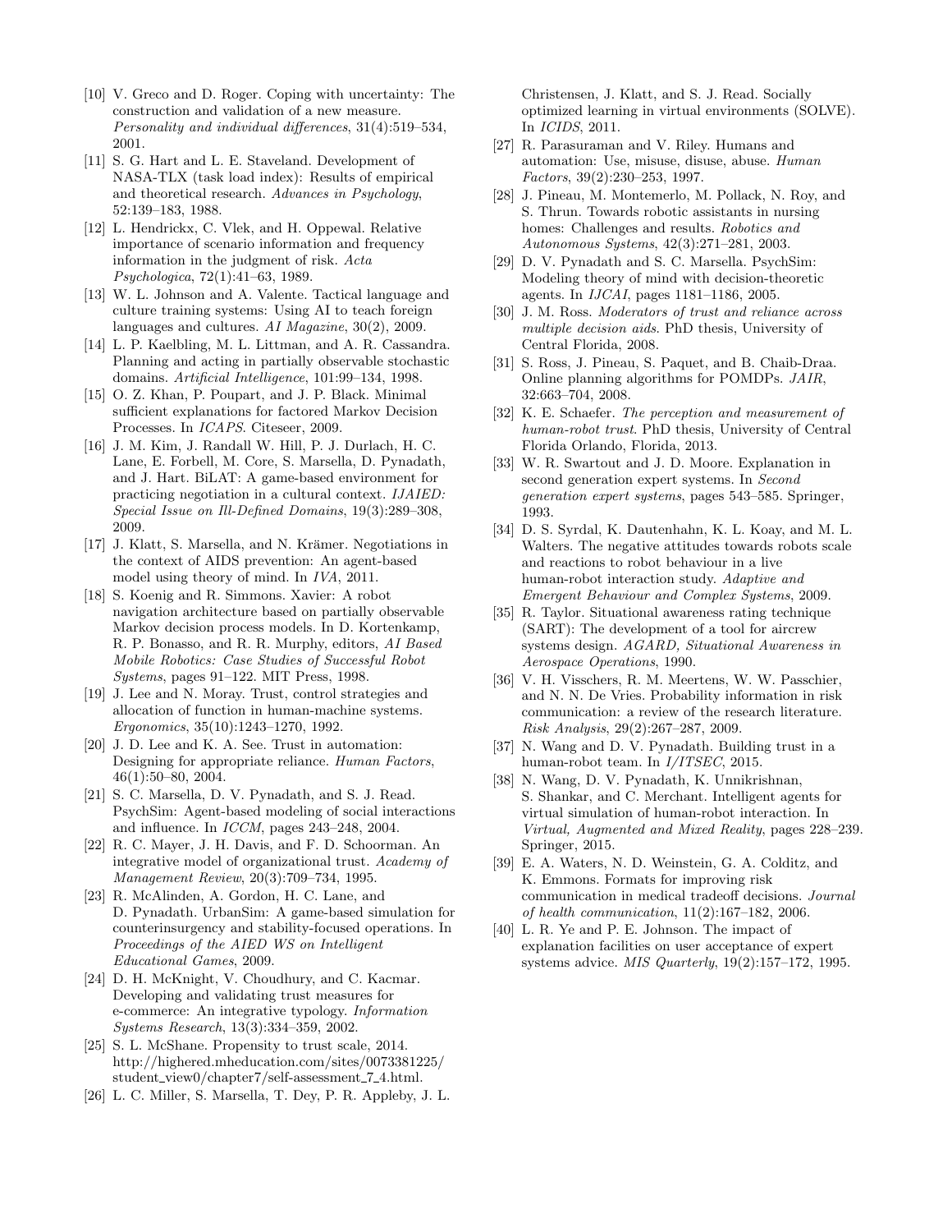[10] V. Greco and D. Roger. Coping with uncertainty: The construction and validation of a new measure. *Personality and individual differences*, 31(4):519–534, 2001.

[11] S. G. Hart and L. E. Staveland. Development of NASA-TLX (task load index): Results of empirical and theoretical research. *Advances in Psychology*, 52:139–183, 1988.

[12] L. Hendrickx, C. Vlek, and H. Oppewal. Relative importance of scenario information and frequency information in the judgment of risk. *Acta Psychologica*, 72(1):41–63, 1989.

[13] W. L. Johnson and A. Valente. Tactical language and culture training systems: Using AI to teach foreign languages and cultures. *AI Magazine*, 30(2), 2009.

[14] L. P. Kaelbling, M. L. Littman, and A. R. Cassandra. Planning and acting in partially observable stochastic domains. *Artificial Intelligence*, 101:99–134, 1998.

[15] O. Z. Khan, P. Poupart, and J. P. Black. Minimal sufficient explanations for factored Markov Decision Processes. In *ICAPS*. Citeseer, 2009.

[16] J. M. Kim, J. Randall W. Hill, P. J. Durlach, H. C. Lane, E. Forbell, M. Core, S. Marsella, D. Pynadath, and J. Hart. BiLAT: A game-based environment for practicing negotiation in a cultural context. *IJAIED: Special Issue on Ill-Defined Domains*, 19(3):289–308, 2009.

[17] J. Klatt, S. Marsella, and N. Krämer. Negotiations in the context of AIDS prevention: An agent-based model using theory of mind. In *IVA*, 2011.

[18] S. Koenig and R. Simmons. Xavier: A robot navigation architecture based on partially observable Markov decision process models. In D. Kortenkamp, R. P. Bonasso, and R. R. Murphy, editors, *AI Based Mobile Robotics: Case Studies of Successful Robot Systems*, pages 91–122. MIT Press, 1998.

[19] J. Lee and N. Moray. Trust, control strategies and allocation of function in human-machine systems. *Ergonomics*, 35(10):1243–1270, 1992.

[20] J. D. Lee and K. A. See. Trust in automation: Designing for appropriate reliance. *Human Factors*, 46(1):50–80, 2004.

[21] S. C. Marsella, D. V. Pynadath, and S. J. Read. PsychSim: Agent-based modeling of social interactions and influence. In *ICCM*, pages 243–248, 2004.

[22] R. C. Mayer, J. H. Davis, and F. D. Schoorman. An integrative model of organizational trust. *Academy of Management Review*, 20(3):709–734, 1995.

[23] R. McAlinden, A. Gordon, H. C. Lane, and D. Pynadath. UrbanSim: A game-based simulation for counterinsurgency and stability-focused operations. In *Proceedings of the AIED WS on Intelligent Educational Games*, 2009.

[24] D. H. McKnight, V. Choudhury, and C. Kacmar. Developing and validating trust measures for e-commerce: An integrative typology. *Information Systems Research*, 13(3):334–359, 2002.

[25] S. L. McShane. Propensity to trust scale, 2014. http://highered.mheducation.com/sites/0073381225/student_view0/chapter7/self-assessment_7_4.html.

[26] L. C. Miller, S. Marsella, T. Dey, P. R. Appleby, J. L. Christensen, J. Klatt, and S. J. Read. Socially optimized learning in virtual environments (SOLVE). In *ICIDS*, 2011.

[27] R. Parasuraman and V. Riley. Humans and automation: Use, misuse, disuse, abuse. *Human Factors*, 39(2):230–253, 1997.

[28] J. Pineau, M. Montemerlo, M. Pollack, N. Roy, and S. Thrun. Towards robotic assistants in nursing homes: Challenges and results. *Robotics and Autonomous Systems*, 42(3):271–281, 2003.

[29] D. V. Pynadath and S. C. Marsella. PsychSim: Modeling theory of mind with decision-theoretic agents. In *IJCAI*, pages 1181–1186, 2005.

[30] J. M. Ross. *Moderators of trust and reliance across multiple decision aids*. PhD thesis, University of Central Florida, 2008.

[31] S. Ross, J. Pineau, S. Paquet, and B. Chaib-Draa. Online planning algorithms for POMDPs. *JAIR*, 32:663–704, 2008.

[32] K. E. Schaefer. *The perception and measurement of human-robot trust*. PhD thesis, University of Central Florida Orlando, Florida, 2013.

[33] W. R. Swartout and J. D. Moore. Explanation in second generation expert systems. In *Second generation expert systems*, pages 543–585. Springer, 1993.

[34] D. S. Syrdal, K. Dautenhahn, K. L. Koay, and M. L. Walters. The negative attitudes towards robots scale and reactions to robot behaviour in a live human-robot interaction study. *Adaptive and Emergent Behaviour and Complex Systems*, 2009.

[35] R. Taylor. Situational awareness rating technique (SART): The development of a tool for aircrew systems design. *AGARD, Situational Awareness in Aerospace Operations*, 1990.

[36] V. H. Visschers, R. M. Meertens, W. W. Passchier, and N. N. De Vries. Probability information in risk communication: a review of the research literature. *Risk Analysis*, 29(2):267–287, 2009.

[37] N. Wang and D. V. Pynadath. Building trust in a human-robot team. In *I/ITSEC*, 2015.

[38] N. Wang, D. V. Pynadath, K. Unnikrishnan, S. Shankar, and C. Merchant. Intelligent agents for virtual simulation of human-robot interaction. In *Virtual, Augmented and Mixed Reality*, pages 228–239. Springer, 2015.

[39] E. A. Waters, N. D. Weinstein, G. A. Colditz, and K. Emmons. Formats for improving risk communication in medical tradeoff decisions. *Journal of health communication*, 11(2):167–182, 2006.

[40] L. R. Ye and P. E. Johnson. The impact of explanation facilities on user acceptance of expert systems advice. *MIS Quarterly*, 19(2):157–172, 1995.